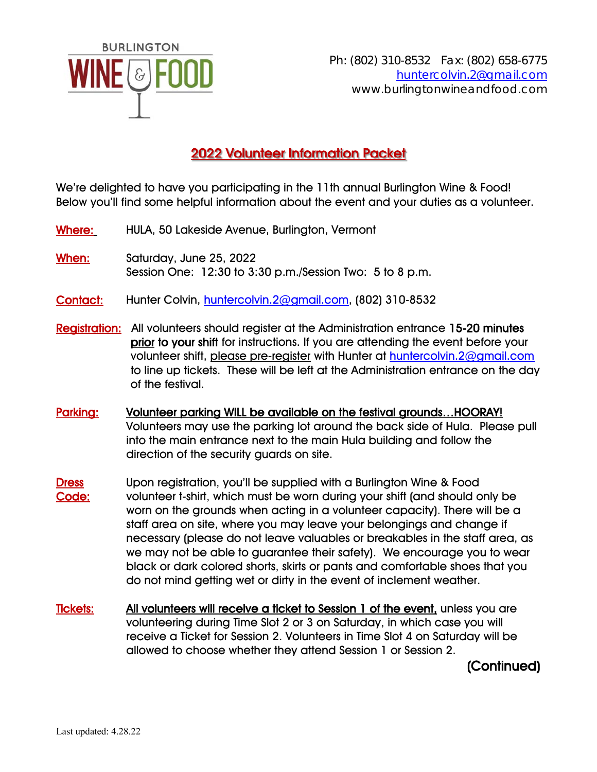BURLINGTON WINE & FOOD

Ph: (802) 310-8532 Fax: (802) 658-6775
huntercolvin.2@gmail.com
www.burlingtonwineandfood.com

## 2022 Volunteer Information Packet

We're delighted to have you participating in the 11th annual Burlington Wine & Food! Below you'll find some helpful information about the event and your duties as a volunteer.

**Where:** HULA, 50 Lakeside Avenue, Burlington, Vermont

**When:** Saturday, June 25, 2022
Session One: 12:30 to 3:30 p.m./Session Two: 5 to 8 p.m.

**Contact:** Hunter Colvin, huntercolvin.2@gmail.com, (802) 310-8532

**Registration:** All volunteers should register at the Administration entrance **15-20 minutes prior to your shift** for instructions. If you are attending the event before your volunteer shift, please pre-register with Hunter at huntercolvin.2@gmail.com to line up tickets. These will be left at the Administration entrance on the day of the festival.

**Parking:** **Volunteer parking WILL be available on the festival grounds…HOORAY!** Volunteers may use the parking lot around the back side of Hula. Please pull into the main entrance next to the main Hula building and follow the direction of the security guards on site.

**Dress Code:** Upon registration, you'll be supplied with a Burlington Wine & Food volunteer t-shirt, which must be worn during your shift (and should only be worn on the grounds when acting in a volunteer capacity). There will be a staff area on site, where you may leave your belongings and change if necessary (please do not leave valuables or breakables in the staff area, as we may not be able to guarantee their safety). We encourage you to wear black or dark colored shorts, skirts or pants and comfortable shoes that you do not mind getting wet or dirty in the event of inclement weather.

**Tickets:** **All volunteers will receive a ticket to Session 1 of the event,** unless you are volunteering during Time Slot 2 or 3 on Saturday, in which case you will receive a Ticket for Session 2. Volunteers in Time Slot 4 on Saturday will be allowed to choose whether they attend Session 1 or Session 2.

**(Continued)**

Last updated: 4.28.22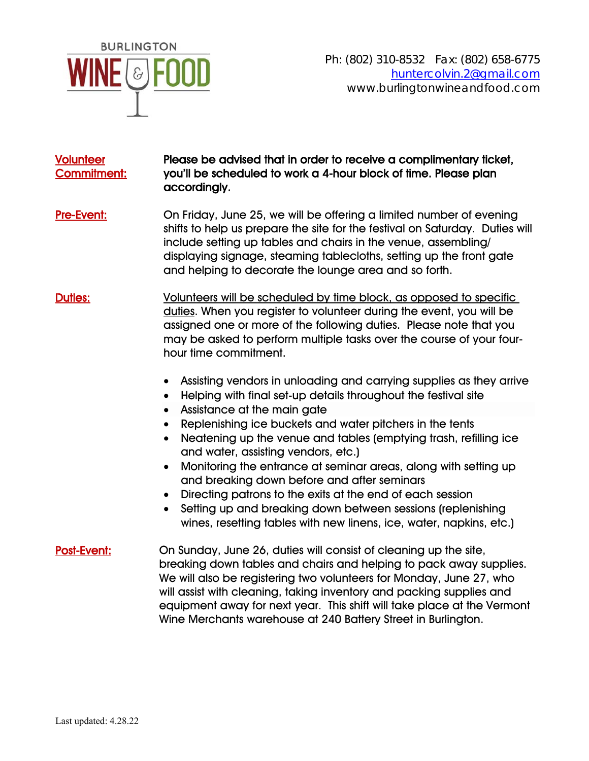BURLINGTON WINE & FOOD

Ph: (802) 310-8532 Fax: (802) 658-6775
huntercolvin.2@gmail.com
www.burlingtonwineandfood.com

**Volunteer Commitment:** **Please be advised that in order to receive a complimentary ticket, you'll be scheduled to work a 4-hour block of time. Please plan accordingly.**

**Pre-Event:** On Friday, June 25, we will be offering a limited number of evening shifts to help us prepare the site for the festival on Saturday. Duties will include setting up tables and chairs in the venue, assembling/ displaying signage, steaming tablecloths, setting up the front gate and helping to decorate the lounge area and so forth.

**Duties:** Volunteers will be scheduled by time block, as opposed to specific duties. When you register to volunteer during the event, you will be assigned one or more of the following duties. Please note that you may be asked to perform multiple tasks over the course of your four-hour time commitment.

- Assisting vendors in unloading and carrying supplies as they arrive
- Helping with final set-up details throughout the festival site
- Assistance at the main gate
- Replenishing ice buckets and water pitchers in the tents
- Neatening up the venue and tables (emptying trash, refilling ice and water, assisting vendors, etc.)
- Monitoring the entrance at seminar areas, along with setting up and breaking down before and after seminars
- Directing patrons to the exits at the end of each session
- Setting up and breaking down between sessions (replenishing wines, resetting tables with new linens, ice, water, napkins, etc.)

**Post-Event:** On Sunday, June 26, duties will consist of cleaning up the site, breaking down tables and chairs and helping to pack away supplies. We will also be registering two volunteers for Monday, June 27, who will assist with cleaning, taking inventory and packing supplies and equipment away for next year. This shift will take place at the Vermont Wine Merchants warehouse at 240 Battery Street in Burlington.

Last updated: 4.28.22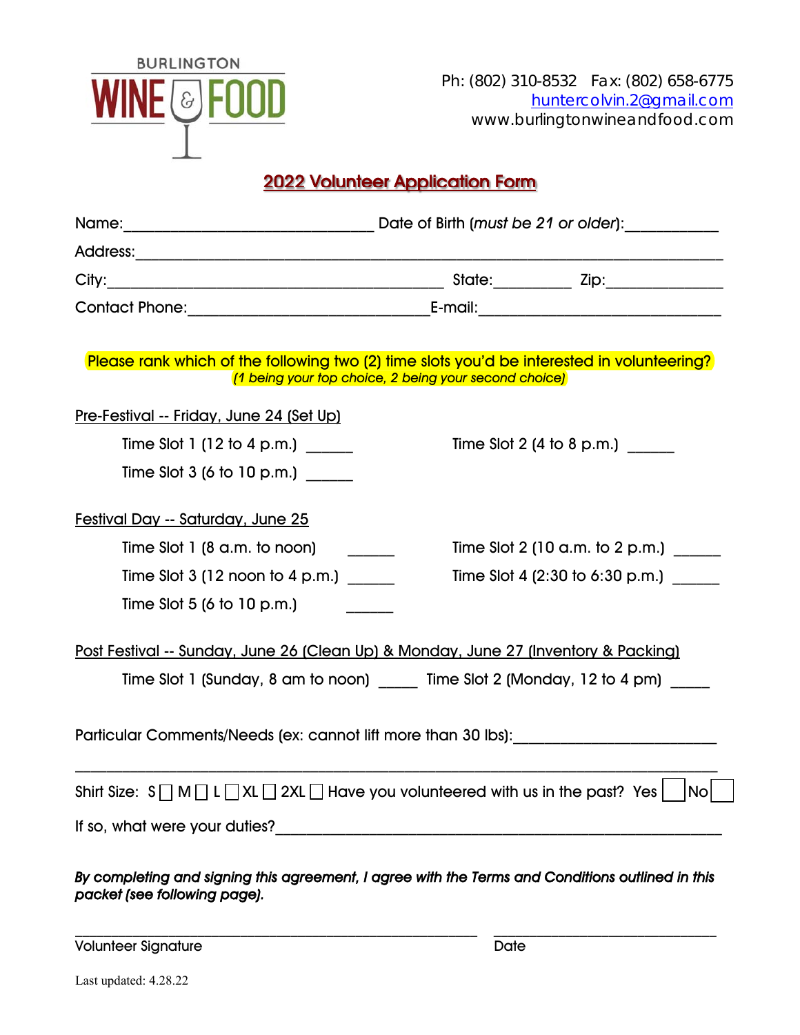BURLINGTON WINE & FOOD

Ph: (802) 310-8532 Fax: (802) 658-6775
huntercolvin.2@gmail.com
www.burlingtonwineandfood.com

# 2022 Volunteer Application Form

Name:______________________________ Date of Birth (*must be 21 or older*):___________

Address:_______________________________________________________________________

City:________________________________________ State:_________ Zip:______________

Contact Phone:______________________________E-mail:______________________________

**Please rank which of the following two (2) time slots you'd be interested in volunteering?**
*(1 being your top choice, 2 being your second choice)*

Pre-Festival -- Friday, June 24 (Set Up)

Time Slot 1 (12 to 4 p.m.) ______ Time Slot 2 (4 to 8 p.m.) ______

Time Slot 3 (6 to 10 p.m.) ______

Festival Day -- Saturday, June 25

Time Slot 1 (8 a.m. to noon) ______ Time Slot 2 (10 a.m. to 2 p.m.) ______

Time Slot 3 (12 noon to 4 p.m.) ______ Time Slot 4 (2:30 to 6:30 p.m.) ______

Time Slot 5 (6 to 10 p.m.) ______

Post Festival -- Sunday, June 26 (Clean Up) & Monday, June 27 (Inventory & Packing)

Time Slot 1 (Sunday, 8 am to noon) _____ Time Slot 2 (Monday, 12 to 4 pm) _____

Particular Comments/Needs (ex: cannot lift more than 30 lbs):________________________

______________________________________________________________________________

Shirt Size: S ☐ M ☐ L ☐ XL ☐ 2XL ☐ Have you volunteered with us in the past? Yes ☐ No ☐

If so, what were your duties?___________________________________________________

***By completing and signing this agreement, I agree with the Terms and Conditions outlined in this packet (see following page).***

_____________________________________________ ______________________________
Volunteer Signature Date

Last updated: 4.28.22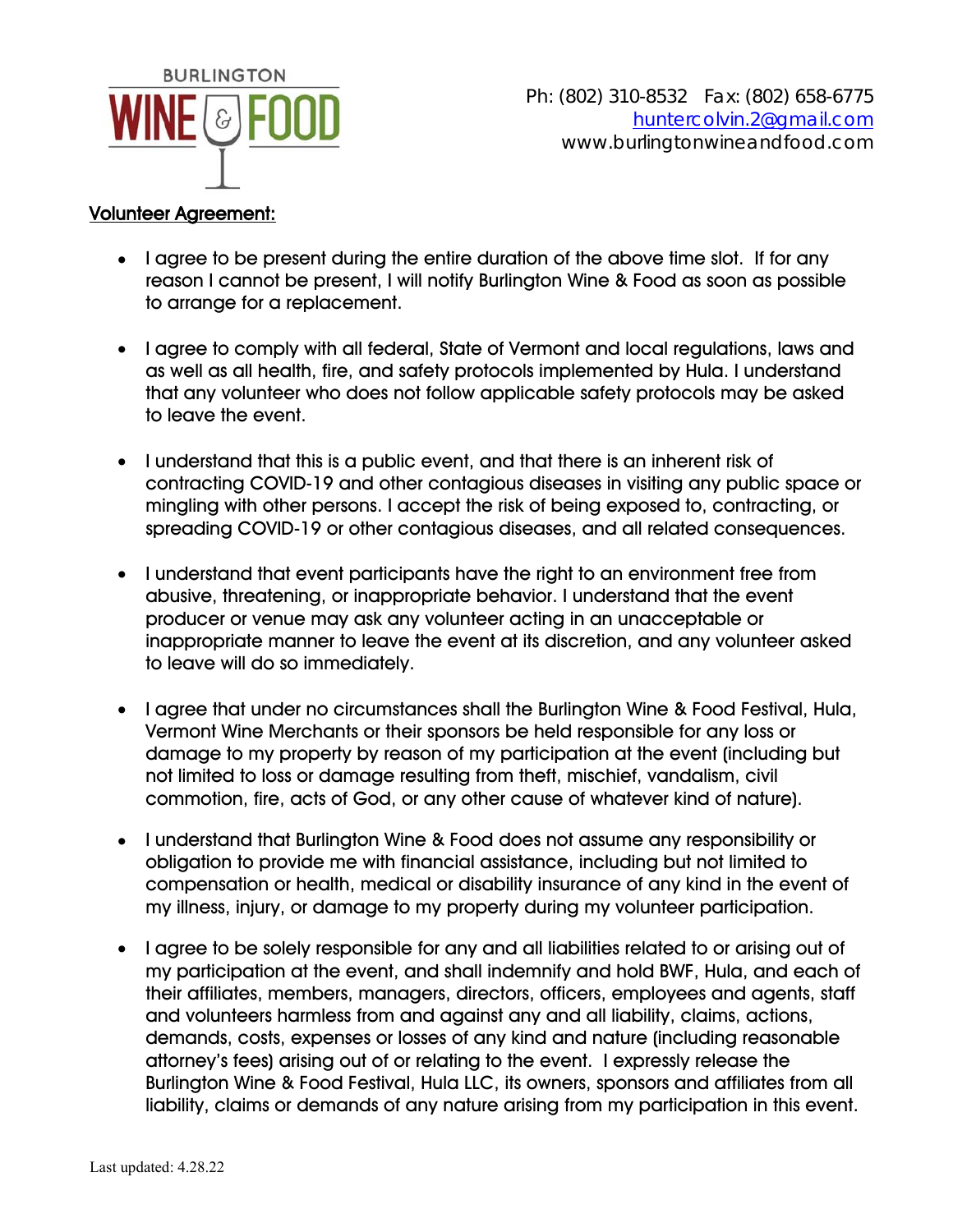BURLINGTON WINE & FOOD

Ph: (802) 310-8532 Fax: (802) 658-6775
huntercolvin.2@gmail.com
www.burlingtonwineandfood.com

**Volunteer Agreement:**

- I agree to be present during the entire duration of the above time slot. If for any reason I cannot be present, I will notify Burlington Wine & Food as soon as possible to arrange for a replacement.
- I agree to comply with all federal, State of Vermont and local regulations, laws and as well as all health, fire, and safety protocols implemented by Hula. I understand that any volunteer who does not follow applicable safety protocols may be asked to leave the event.
- I understand that this is a public event, and that there is an inherent risk of contracting COVID-19 and other contagious diseases in visiting any public space or mingling with other persons. I accept the risk of being exposed to, contracting, or spreading COVID-19 or other contagious diseases, and all related consequences.
- I understand that event participants have the right to an environment free from abusive, threatening, or inappropriate behavior. I understand that the event producer or venue may ask any volunteer acting in an unacceptable or inappropriate manner to leave the event at its discretion, and any volunteer asked to leave will do so immediately.
- I agree that under no circumstances shall the Burlington Wine & Food Festival, Hula, Vermont Wine Merchants or their sponsors be held responsible for any loss or damage to my property by reason of my participation at the event (including but not limited to loss or damage resulting from theft, mischief, vandalism, civil commotion, fire, acts of God, or any other cause of whatever kind of nature).
- I understand that Burlington Wine & Food does not assume any responsibility or obligation to provide me with financial assistance, including but not limited to compensation or health, medical or disability insurance of any kind in the event of my illness, injury, or damage to my property during my volunteer participation.
- I agree to be solely responsible for any and all liabilities related to or arising out of my participation at the event, and shall indemnify and hold BWF, Hula, and each of their affiliates, members, managers, directors, officers, employees and agents, staff and volunteers harmless from and against any and all liability, claims, actions, demands, costs, expenses or losses of any kind and nature (including reasonable attorney's fees) arising out of or relating to the event. I expressly release the Burlington Wine & Food Festival, Hula LLC, its owners, sponsors and affiliates from all liability, claims or demands of any nature arising from my participation in this event.

Last updated: 4.28.22